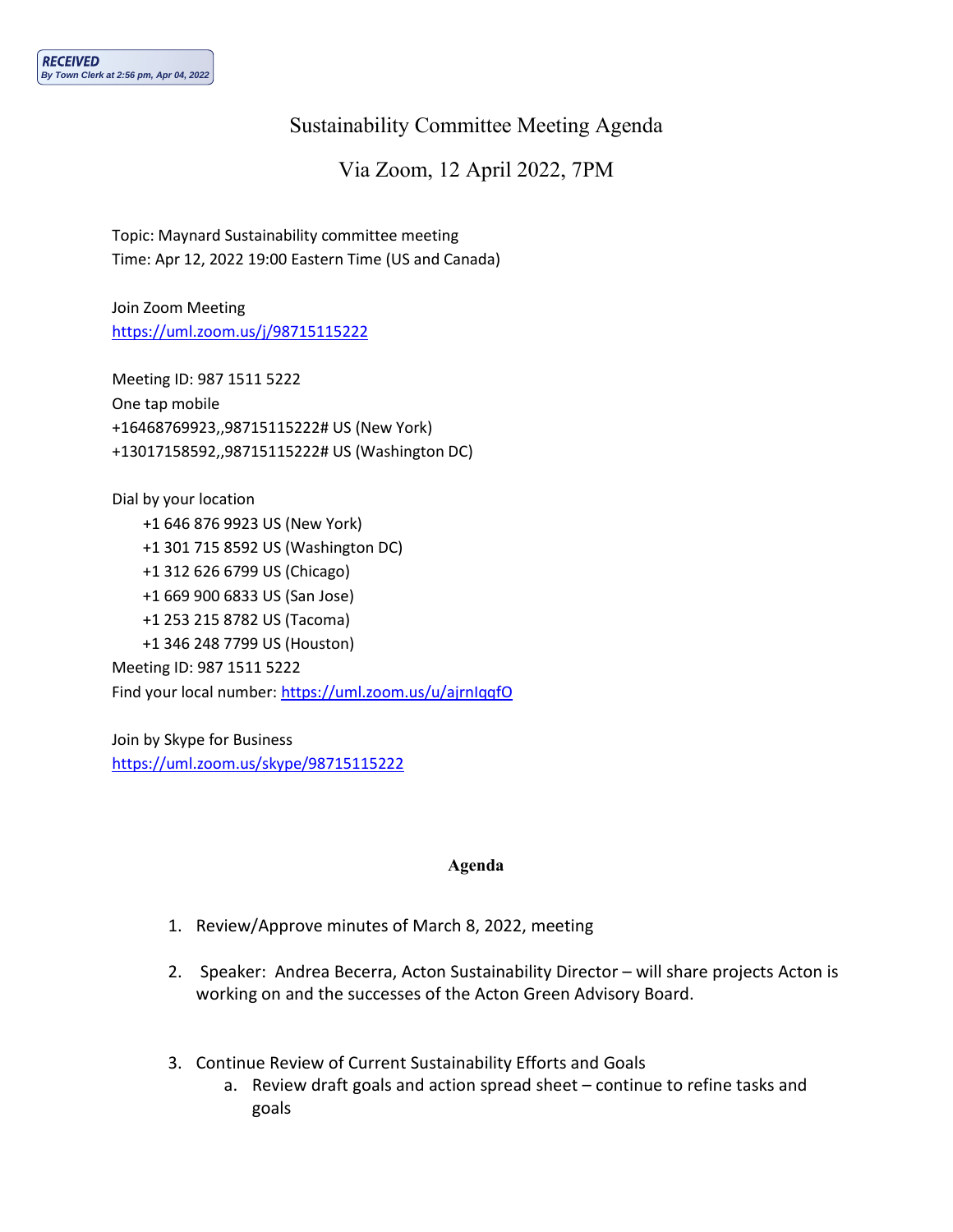RECEIVED
By Town Clerk at 2:56 pm, Apr 04, 2022

# Sustainability Committee Meeting Agenda

## Via Zoom, 12 April 2022, 7PM

Topic: Maynard Sustainability committee meeting
Time: Apr 12, 2022 19:00 Eastern Time (US and Canada)

Join Zoom Meeting
https://uml.zoom.us/j/98715115222

Meeting ID: 987 1511 5222
One tap mobile
+16468769923,,98715115222# US (New York)
+13017158592,,98715115222# US (Washington DC)

Dial by your location
- +1 646 876 9923 US (New York)
- +1 301 715 8592 US (Washington DC)
- +1 312 626 6799 US (Chicago)
- +1 669 900 6833 US (San Jose)
- +1 253 215 8782 US (Tacoma)
- +1 346 248 7799 US (Houston)

Meeting ID: 987 1511 5222
Find your local number: https://uml.zoom.us/u/ajrnIqqfO

Join by Skype for Business
https://uml.zoom.us/skype/98715115222

**Agenda**

1. Review/Approve minutes of March 8, 2022, meeting

2. Speaker: Andrea Becerra, Acton Sustainability Director – will share projects Acton is working on and the successes of the Acton Green Advisory Board.

3. Continue Review of Current Sustainability Efforts and Goals
   a. Review draft goals and action spread sheet – continue to refine tasks and goals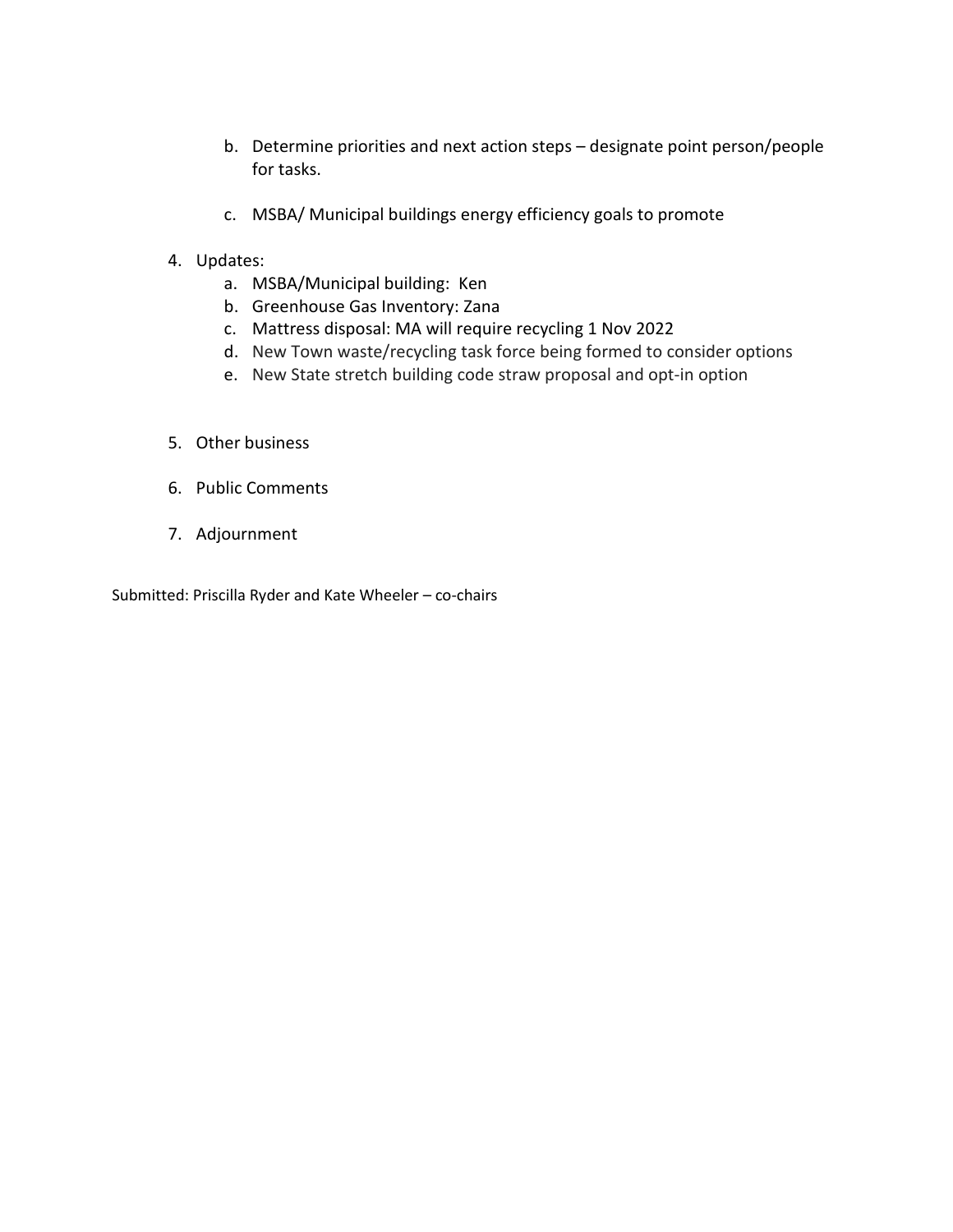b. Determine priorities and next action steps – designate point person/people for tasks.

   c. MSBA/ Municipal buildings energy efficiency goals to promote

4. Updates:
   a. MSBA/Municipal building: Ken
   b. Greenhouse Gas Inventory: Zana
   c. Mattress disposal: MA will require recycling 1 Nov 2022
   d. New Town waste/recycling task force being formed to consider options
   e. New State stretch building code straw proposal and opt-in option

5. Other business

6. Public Comments

7. Adjournment

Submitted: Priscilla Ryder and Kate Wheeler – co-chairs